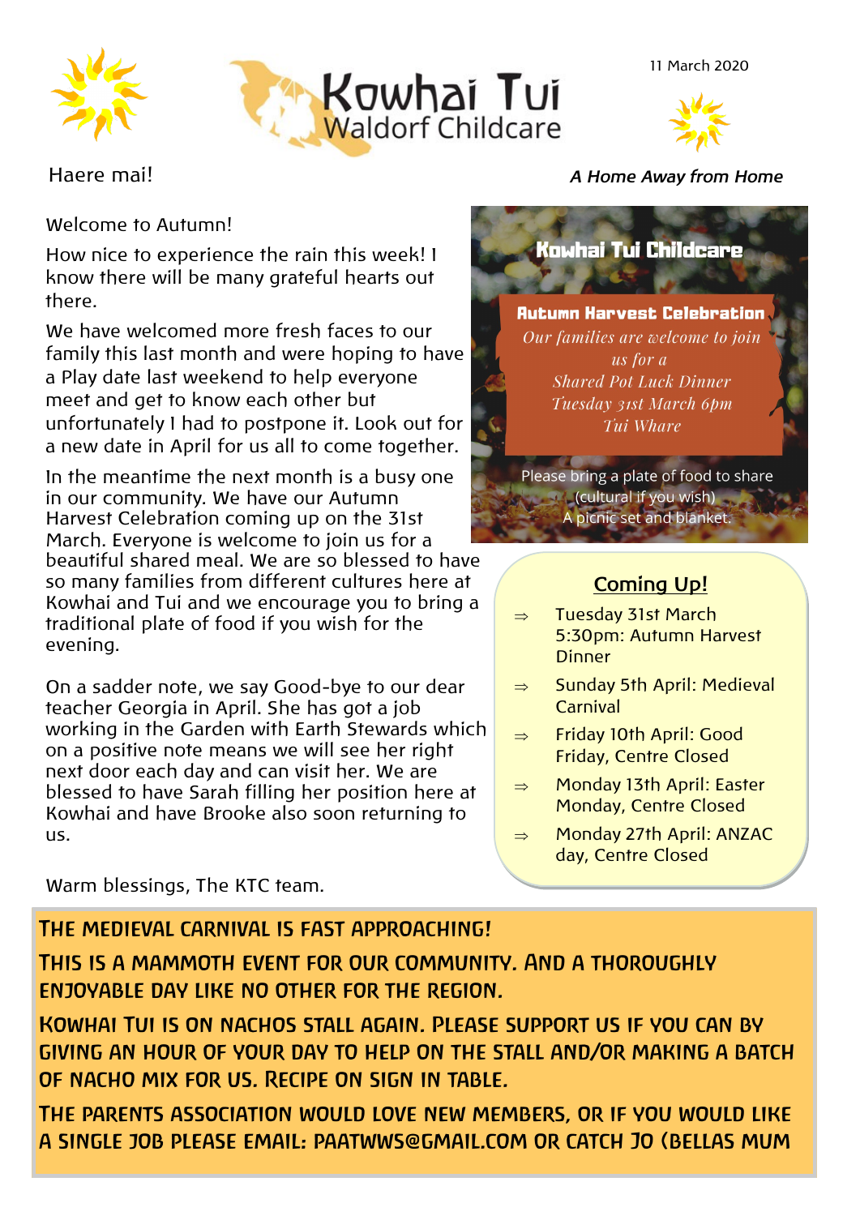# Kowhai Tui
## Waldorf Childcare

11 March 2020

Haere mai!

*A Home Away from Home*

Welcome to Autumn!

How nice to experience the rain this week! I know there will be many grateful hearts out there.

We have welcomed more fresh faces to our family this last month and were hoping to have a Play date last weekend to help everyone meet and get to know each other but unfortunately I had to postpone it. Look out for a new date in April for us all to come together.

In the meantime the next month is a busy one in our community. We have our Autumn Harvest Celebration coming up on the 31st March. Everyone is welcome to join us for a beautiful shared meal. We are so blessed to have so many families from different cultures here at Kowhai and Tui and we encourage you to bring a traditional plate of food if you wish for the evening.

On a sadder note, we say Good-bye to our dear teacher Georgia in April. She has got a job working in the Garden with Earth Stewards which on a positive note means we will see her right next door each day and can visit her. We are blessed to have Sarah filling her position here at Kowhai and have Brooke also soon returning to us.

Warm blessings, The KTC team.

**Kowhai Tui Childcare**

**Autumn Harvest Celebration**

*Our families are welcome to join us for a*
*Shared Pot Luck Dinner*
*Tuesday 31st March 6pm*
*Tui Whare*

Please bring a plate of food to share (cultural if you wish)
A picnic set and blanket.

## Coming Up!

- ⇒ Tuesday 31st March 5:30pm: Autumn Harvest Dinner
- ⇒ Sunday 5th April: Medieval Carnival
- ⇒ Friday 10th April: Good Friday, Centre Closed
- ⇒ Monday 13th April: Easter Monday, Centre Closed
- ⇒ Monday 27th April: ANZAC day, Centre Closed

THE MEDIEVAL CARNIVAL IS FAST APPROACHING!

THIS IS A MAMMOTH EVENT FOR OUR COMMUNITY. AND A THOROUGHLY ENJOYABLE DAY LIKE NO OTHER FOR THE REGION.

KOWHAI TUI IS ON NACHOS STALL AGAIN. PLEASE SUPPORT US IF YOU CAN BY GIVING AN HOUR OF YOUR DAY TO HELP ON THE STALL AND/OR MAKING A BATCH OF NACHO MIX FOR US. RECIPE ON SIGN IN TABLE.

THE PARENTS ASSOCIATION WOULD LOVE NEW MEMBERS, OR IF YOU WOULD LIKE A SINGLE JOB PLEASE EMAIL: PAATWWS@GMAIL.COM OR CATCH JO (BELLAS MUM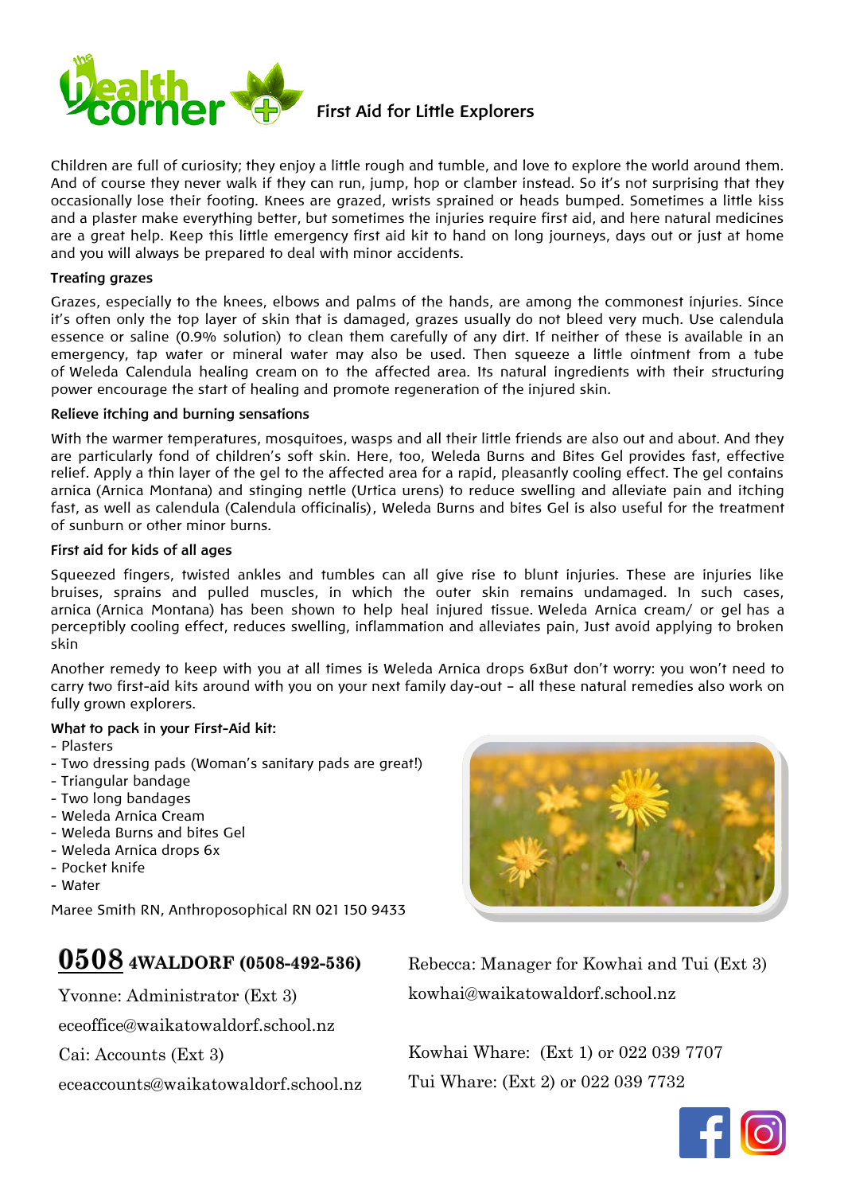# First Aid for Little Explorers

Children are full of curiosity; they enjoy a little rough and tumble, and love to explore the world around them. And of course they never walk if they can run, jump, hop or clamber instead. So it's not surprising that they occasionally lose their footing. Knees are grazed, wrists sprained or heads bumped. Sometimes a little kiss and a plaster make everything better, but sometimes the injuries require first aid, and here natural medicines are a great help. Keep this little emergency first aid kit to hand on long journeys, days out or just at home and you will always be prepared to deal with minor accidents.

### Treating grazes

Grazes, especially to the knees, elbows and palms of the hands, are among the commonest injuries. Since it's often only the top layer of skin that is damaged, grazes usually do not bleed very much. Use calendula essence or saline (0.9% solution) to clean them carefully of any dirt. If neither of these is available in an emergency, tap water or mineral water may also be used. Then squeeze a little ointment from a tube of Weleda Calendula healing cream on to the affected area. Its natural ingredients with their structuring power encourage the start of healing and promote regeneration of the injured skin.

### Relieve itching and burning sensations

With the warmer temperatures, mosquitoes, wasps and all their little friends are also out and about. And they are particularly fond of children's soft skin. Here, too, Weleda Burns and Bites Gel provides fast, effective relief. Apply a thin layer of the gel to the affected area for a rapid, pleasantly cooling effect. The gel contains arnica (Arnica Montana) and stinging nettle (Urtica urens) to reduce swelling and alleviate pain and itching fast, as well as calendula (Calendula officinalis), Weleda Burns and bites Gel is also useful for the treatment of sunburn or other minor burns.

### First aid for kids of all ages

Squeezed fingers, twisted ankles and tumbles can all give rise to blunt injuries. These are injuries like bruises, sprains and pulled muscles, in which the outer skin remains undamaged. In such cases, arnica (Arnica Montana) has been shown to help heal injured tissue. Weleda Arnica cream/ or gel has a perceptibly cooling effect, reduces swelling, inflammation and alleviates pain, Just avoid applying to broken skin

Another remedy to keep with you at all times is Weleda Arnica drops 6xBut don't worry: you won't need to carry two first-aid kits around with you on your next family day-out – all these natural remedies also work on fully grown explorers.

### What to pack in your First-Aid kit:

- Plasters
- Two dressing pads (Woman's sanitary pads are great!)
- Triangular bandage
- Two long bandages
- Weleda Arnica Cream
- Weleda Burns and bites Gel
- Weleda Arnica drops 6x
- Pocket knife
- Water

Maree Smith RN, Anthroposophical RN 021 150 9433

## 0508 4WALDORF (0508-492-536)

Yvonne: Administrator (Ext 3)

eceoffice@waikatowaldorf.school.nz

Cai: Accounts (Ext 3)

eceaccounts@waikatowaldorf.school.nz

Rebecca: Manager for Kowhai and Tui (Ext 3)

kowhai@waikatowaldorf.school.nz

Kowhai Whare: (Ext 1) or 022 039 7707

Tui Whare: (Ext 2) or 022 039 7732